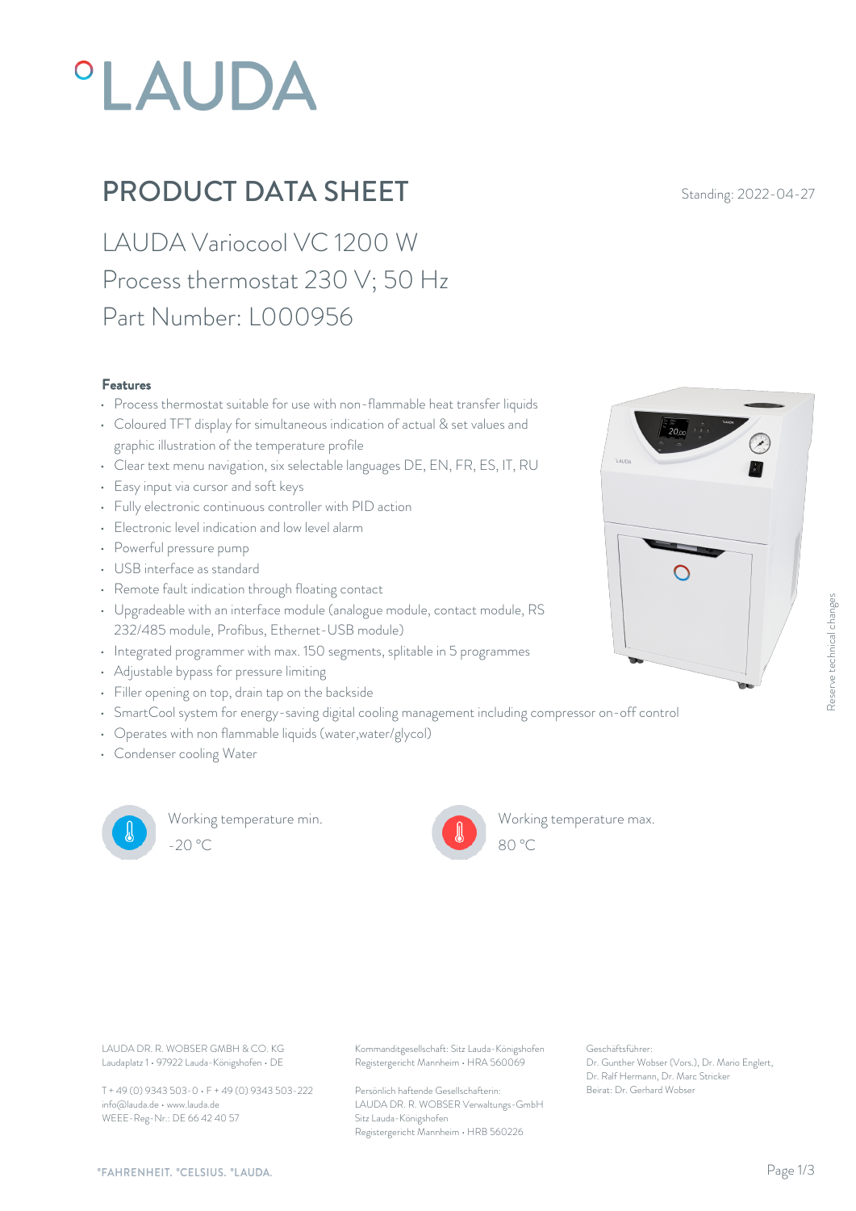°LAUDA

# PRODUCT DATA SHEET

Standing: 2022-04-27

## LAUDA Variocool VC 1200 W
## Process thermostat 230 V; 50 Hz
## Part Number: L000956

### Features

- Process thermostat suitable for use with non-flammable heat transfer liquids
- Coloured TFT display for simultaneous indication of actual & set values and graphic illustration of the temperature profile
- Clear text menu navigation, six selectable languages DE, EN, FR, ES, IT, RU
- Easy input via cursor and soft keys
- Fully electronic continuous controller with PID action
- Electronic level indication and low level alarm
- Powerful pressure pump
- USB interface as standard
- Remote fault indication through floating contact
- Upgradeable with an interface module (analogue module, contact module, RS 232/485 module, Profibus, Ethernet-USB module)
- Integrated programmer with max. 150 segments, splitable in 5 programmes
- Adjustable bypass for pressure limiting
- Filler opening on top, drain tap on the backside
- SmartCool system for energy-saving digital cooling management including compressor on-off control
- Operates with non flammable liquids (water,water/glycol)
- Condenser cooling Water

Working temperature min.
-20 °C

Working temperature max.
80 °C

Reserve technical changes

LAUDA DR. R. WOBSER GMBH & CO. KG
Laudaplatz 1 • 97922 Lauda-Königshofen • DE

T + 49 (0) 9343 503-0 • F + 49 (0) 9343 503-222
info@lauda.de • www.lauda.de
WEEE-Reg-Nr.: DE 66 42 40 57

Kommanditgesellschaft: Sitz Lauda-Königshofen
Registergericht Mannheim • HRA 560069

Persönlich haftende Gesellschafterin:
LAUDA DR. R. WOBSER Verwaltungs-GmbH
Sitz Lauda-Königshofen
Registergericht Mannheim • HRB 560226

Geschäftsführer:
Dr. Gunther Wobser (Vors.), Dr. Mario Englert, Dr. Ralf Hermann, Dr. Marc Stricker
Beirat: Dr. Gerhard Wobser

°FAHRENHEIT. °CELSIUS. °LAUDA.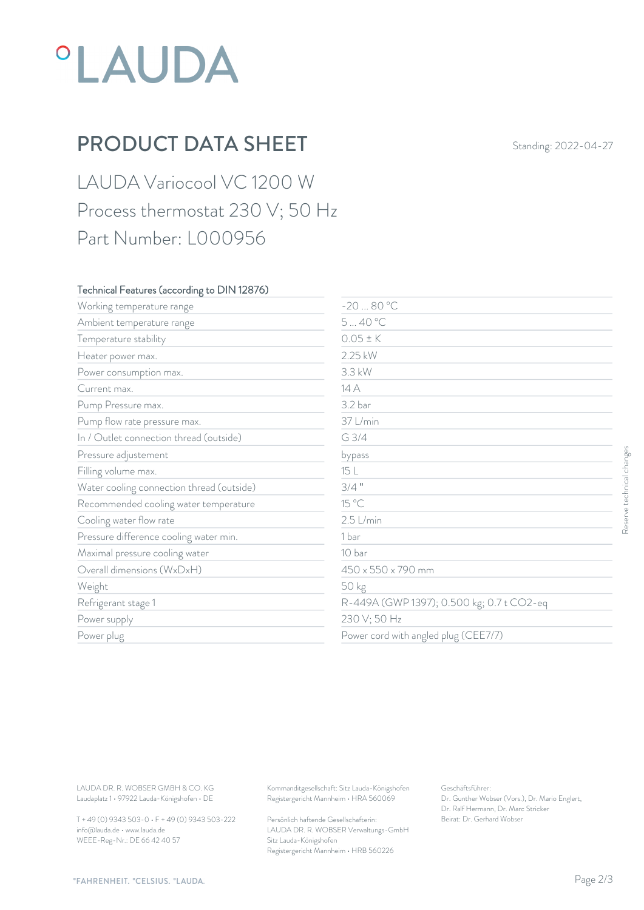# PRODUCT DATA SHEET

Standing: 2022-04-27

## LAUDA Variocool VC 1200 W

## Process thermostat 230 V; 50 Hz

## Part Number: L000956

| Technical Features (according to DIN 12876) | |
|---|---|
| Working temperature range | -20 ... 80 °C |
| Ambient temperature range | 5 ... 40 °C |
| Temperature stability | 0.05 ± K |
| Heater power max. | 2.25 kW |
| Power consumption max. | 3.3 kW |
| Current max. | 14 A |
| Pump Pressure max. | 3.2 bar |
| Pump flow rate pressure max. | 37 L/min |
| In / Outlet connection thread (outside) | G 3/4 |
| Pressure adjustement | bypass |
| Filling volume max. | 15 L |
| Water cooling connection thread (outside) | 3/4 " |
| Recommended cooling water temperature | 15 °C |
| Cooling water flow rate | 2.5 L/min |
| Pressure difference cooling water min. | 1 bar |
| Maximal pressure cooling water | 10 bar |
| Overall dimensions (WxDxH) | 450 x 550 x 790 mm |
| Weight | 50 kg |
| Refrigerant stage 1 | R-449A (GWP 1397); 0.500 kg; 0.7 t CO2-eq |
| Power supply | 230 V; 50 Hz |
| Power plug | Power cord with angled plug (CEE7/7) |

Reserve technical changes

LAUDA DR. R. WOBSER GMBH & CO. KG
Laudaplatz 1 • 97922 Lauda-Königshofen • DE

T + 49 (0) 9343 503-0 • F + 49 (0) 9343 503-222
info@lauda.de • www.lauda.de
WEEE-Reg-Nr.: DE 66 42 40 57

Kommanditgesellschaft: Sitz Lauda-Königshofen
Registergericht Mannheim • HRA 560069

Persönlich haftende Gesellschafterin:
LAUDA DR. R. WOBSER Verwaltungs-GmbH
Sitz Lauda-Königshofen
Registergericht Mannheim • HRB 560226

Geschäftsführer:
Dr. Gunther Wobser (Vors.), Dr. Mario Englert, Dr. Ralf Hermann, Dr. Marc Stricker
Beirat: Dr. Gerhard Wobser

°FAHRENHEIT. °CELSIUS. °LAUDA.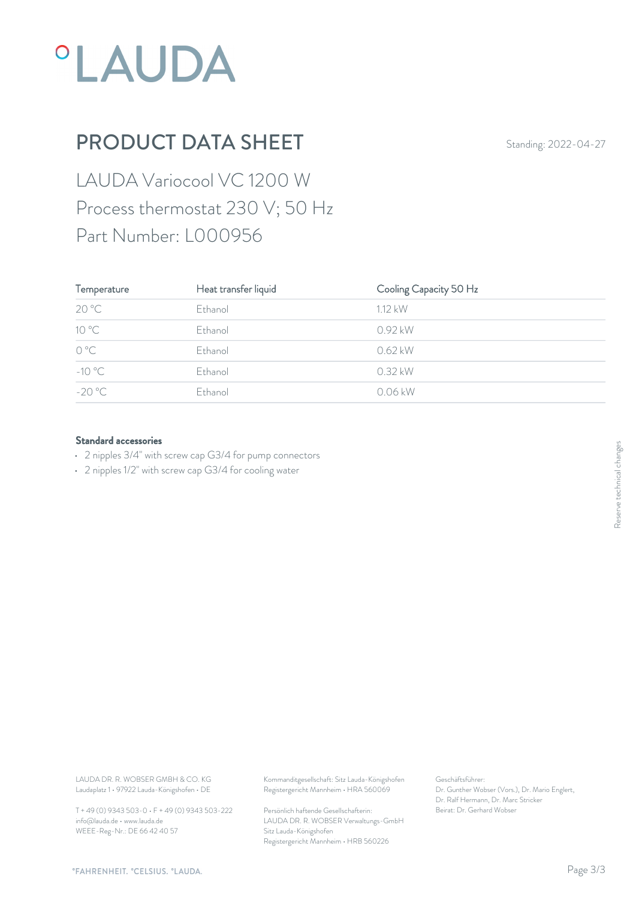# PRODUCT DATA SHEET

Standing: 2022-04-27

## LAUDA Variocool VC 1200 W
## Process thermostat 230 V; 50 Hz
## Part Number: L000956

| Temperature | Heat transfer liquid | Cooling Capacity 50 Hz |
|---|---|---|
| 20 °C | Ethanol | 1.12 kW |
| 10 °C | Ethanol | 0.92 kW |
| 0 °C | Ethanol | 0.62 kW |
| -10 °C | Ethanol | 0.32 kW |
| -20 °C | Ethanol | 0.06 kW |

**Standard accessories**

- 2 nipples 3/4" with screw cap G3/4 for pump connectors
- 2 nipples 1/2" with screw cap G3/4 for cooling water

Reserve technical changes

LAUDA DR. R. WOBSER GMBH & CO. KG
Laudaplatz 1 • 97922 Lauda-Königshofen • DE

T + 49 (0) 9343 503-0 • F + 49 (0) 9343 503-222
info@lauda.de • www.lauda.de
WEEE-Reg-Nr.: DE 66 42 40 57

Kommanditgesellschaft: Sitz Lauda-Königshofen
Registergericht Mannheim • HRA 560069

Persönlich haftende Gesellschafterin:
LAUDA DR. R. WOBSER Verwaltungs-GmbH
Sitz Lauda-Königshofen
Registergericht Mannheim • HRB 560226

Geschäftsführer:
Dr. Gunther Wobser (Vors.), Dr. Mario Englert,
Dr. Ralf Hermann, Dr. Marc Stricker
Beirat: Dr. Gerhard Wobser

°FAHRENHEIT. °CELSIUS. °LAUDA.